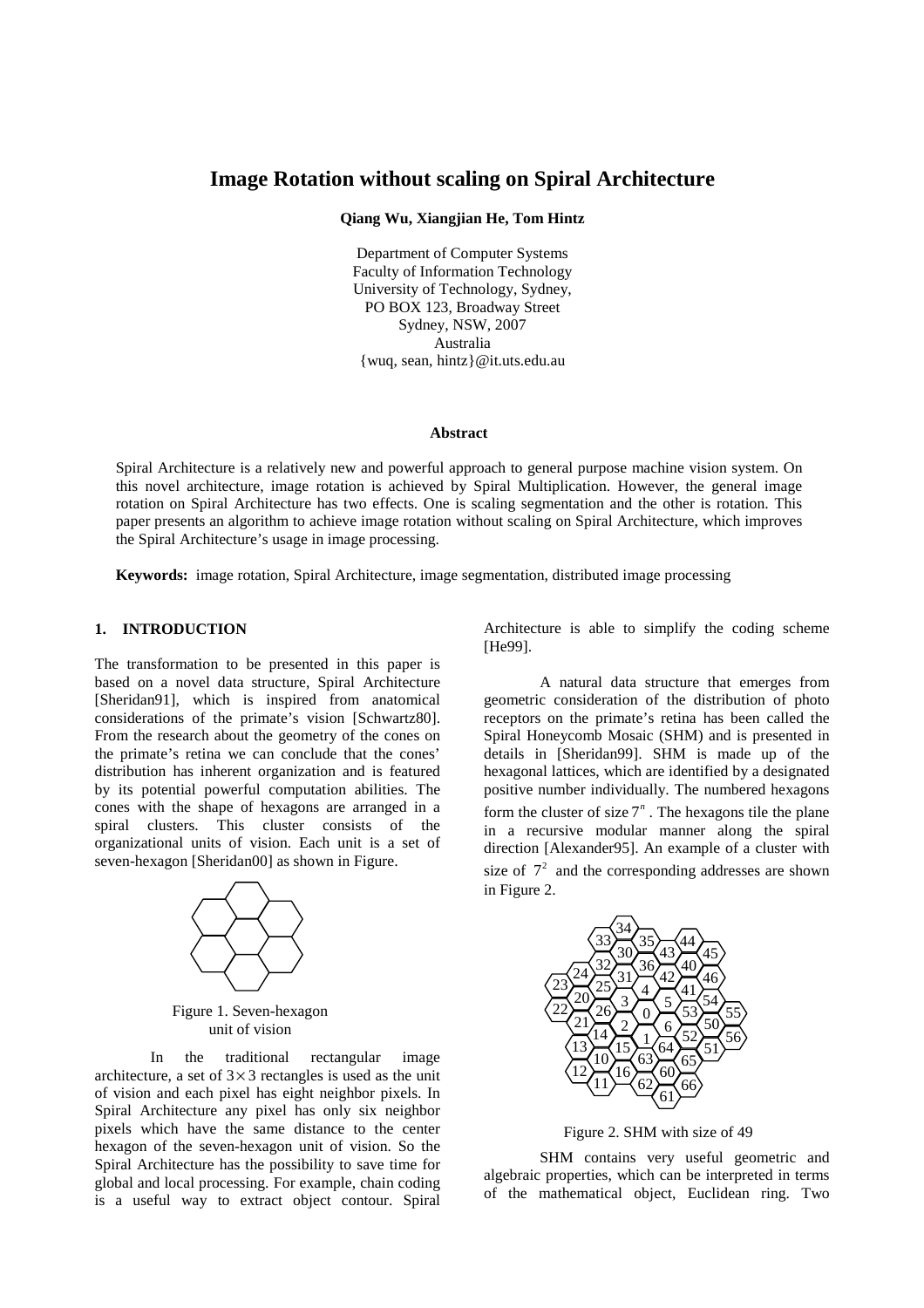# Image Rotation without scaling on Spiral Architecture

**Qiang Wu, Xiangjian He, Tom Hintz**

Department of Computer Systems
Faculty of Information Technology
University of Technology, Sydney,
PO BOX 123, Broadway Street
Sydney, NSW, 2007
Australia
{wuq, sean, hintz}@it.uts.edu.au

### Abstract

Spiral Architecture is a relatively new and powerful approach to general purpose machine vision system. On this novel architecture, image rotation is achieved by Spiral Multiplication. However, the general image rotation on Spiral Architecture has two effects. One is scaling segmentation and the other is rotation. This paper presents an algorithm to achieve image rotation without scaling on Spiral Architecture, which improves the Spiral Architecture's usage in image processing.

**Keywords:** image rotation, Spiral Architecture, image segmentation, distributed image processing

## 1. INTRODUCTION

The transformation to be presented in this paper is based on a novel data structure, Spiral Architecture [Sheridan91], which is inspired from anatomical considerations of the primate's vision [Schwartz80]. From the research about the geometry of the cones on the primate's retina we can conclude that the cones' distribution has inherent organization and is featured by its potential powerful computation abilities. The cones with the shape of hexagons are arranged in a spiral clusters. This cluster consists of the organizational units of vision. Each unit is a set of seven-hexagon [Sheridan00] as shown in Figure.

Figure 1. Seven-hexagon unit of vision

In the traditional rectangular image architecture, a set of $3 \times 3$ rectangles is used as the unit of vision and each pixel has eight neighbor pixels. In Spiral Architecture any pixel has only six neighbor pixels which have the same distance to the center hexagon of the seven-hexagon unit of vision. So the Spiral Architecture has the possibility to save time for global and local processing. For example, chain coding is a useful way to extract object contour. Spiral Architecture is able to simplify the coding scheme [He99].

A natural data structure that emerges from geometric consideration of the distribution of photo receptors on the primate's retina has been called the Spiral Honeycomb Mosaic (SHM) and is presented in details in [Sheridan99]. SHM is made up of the hexagonal lattices, which are identified by a designated positive number individually. The numbered hexagons form the cluster of size $7^n$. The hexagons tile the plane in a recursive modular manner along the spiral direction [Alexander95]. An example of a cluster with size of $7^2$ and the corresponding addresses are shown in Figure 2.

Figure 2. SHM with size of 49

SHM contains very useful geometric and algebraic properties, which can be interpreted in terms of the mathematical object, Euclidean ring. Two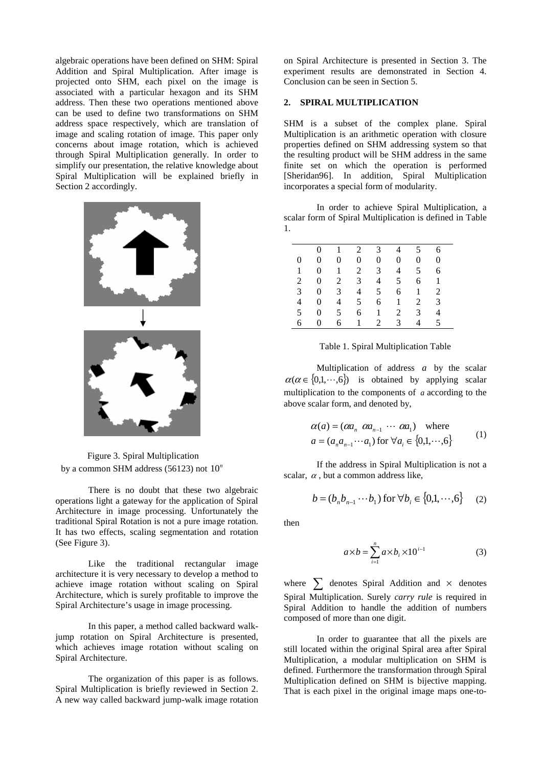algebraic operations have been defined on SHM: Spiral Addition and Spiral Multiplication. After image is projected onto SHM, each pixel on the image is associated with a particular hexagon and its SHM address. Then these two operations mentioned above can be used to define two transformations on SHM address space respectively, which are translation of image and scaling rotation of image. This paper only concerns about image rotation, which is achieved through Spiral Multiplication generally. In order to simplify our presentation, the relative knowledge about Spiral Multiplication will be explained briefly in Section 2 accordingly.

Figure 3. Spiral Multiplication by a common SHM address (56123) not $10^n$

There is no doubt that these two algebraic operations light a gateway for the application of Spiral Architecture in image processing. Unfortunately the traditional Spiral Rotation is not a pure image rotation. It has two effects, scaling segmentation and rotation (See Figure 3).

Like the traditional rectangular image architecture it is very necessary to develop a method to achieve image rotation without scaling on Spiral Architecture, which is surely profitable to improve the Spiral Architecture's usage in image processing.

In this paper, a method called backward walk-jump rotation on Spiral Architecture is presented, which achieves image rotation without scaling on Spiral Architecture.

The organization of this paper is as follows. Spiral Multiplication is briefly reviewed in Section 2. A new way called backward jump-walk image rotation on Spiral Architecture is presented in Section 3. The experiment results are demonstrated in Section 4. Conclusion can be seen in Section 5.

## 2. SPIRAL MULTIPLICATION

SHM is a subset of the complex plane. Spiral Multiplication is an arithmetic operation with closure properties defined on SHM addressing system so that the resulting product will be SHM address in the same finite set on which the operation is performed [Sheridan96]. In addition, Spiral Multiplication incorporates a special form of modularity.

In order to achieve Spiral Multiplication, a scalar form of Spiral Multiplication is defined in Table 1.

| | 0 | 1 | 2 | 3 | 4 | 5 | 6 |
|---|---|---|---|---|---|---|---|
| 0 | 0 | 0 | 0 | 0 | 0 | 0 | 0 |
| 1 | 0 | 1 | 2 | 3 | 4 | 5 | 6 |
| 2 | 0 | 2 | 3 | 4 | 5 | 6 | 1 |
| 3 | 0 | 3 | 4 | 5 | 6 | 1 | 2 |
| 4 | 0 | 4 | 5 | 6 | 1 | 2 | 3 |
| 5 | 0 | 5 | 6 | 1 | 2 | 3 | 4 |
| 6 | 0 | 6 | 1 | 2 | 3 | 4 | 5 |

Table 1. Spiral Multiplication Table

Multiplication of address $a$ by the scalar $\alpha(\alpha \in \{0,1,\cdots,6\})$ is obtained by applying scalar multiplication to the components of $a$ according to the above scalar form, and denoted by,

$$\begin{aligned} &\alpha(a) = (\alpha a_n \ \ \alpha a_{n-1} \ \cdots \ \alpha a_1) \quad \text{where} \\ &a = (a_n a_{n-1} \cdots a_1) \text{ for } \forall a_i \in \{0,1,\cdots,6\} \end{aligned} \tag{1}$$

If the address in Spiral Multiplication is not a scalar, $\alpha$, but a common address like,

$$b = (b_n b_{n-1} \cdots b_1) \text{ for } \forall b_i \in \{0,1,\cdots,6\} \tag{2}$$

then

$$a \times b = \sum_{i=1}^{n} a \times b_i \times 10^{i-1} \tag{3}$$

where $\sum$ denotes Spiral Addition and $\times$ denotes Spiral Multiplication. Surely *carry rule* is required in Spiral Addition to handle the addition of numbers composed of more than one digit.

In order to guarantee that all the pixels are still located within the original Spiral area after Spiral Multiplication, a modular multiplication on SHM is defined. Furthermore the transformation through Spiral Multiplication defined on SHM is bijective mapping. That is each pixel in the original image maps one-to-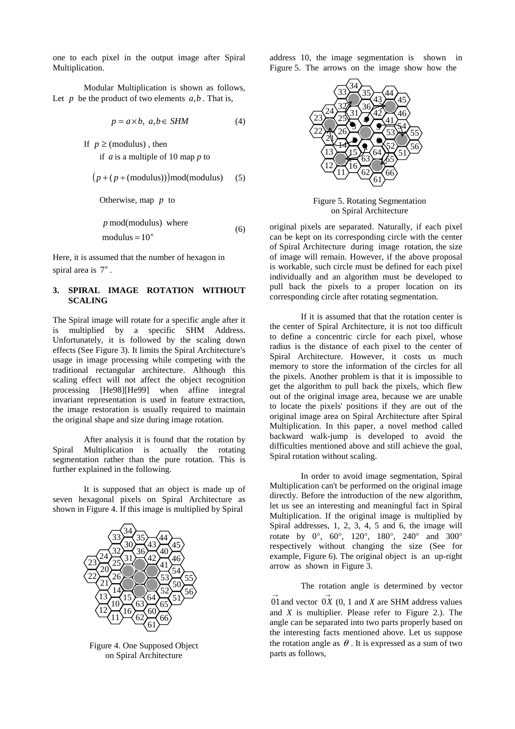one to each pixel in the output image after Spiral Multiplication.

Modular Multiplication is shown as follows, Let $p$ be the product of two elements $a, b$. That is,

$$p = a \times b,\ a, b \in SHM \quad (4)$$

If $p \geq \text{(modulus)}$, then
if $a$ is a multiple of 10 map $p$ to

$$\left(p + (p \div \text{(modulus)})\right) \text{mod(modulus)} \quad (5)$$

Otherwise, map $p$ to

$$p\,\text{mod(modulus)} \text{ where } \text{modulus} = 10^n \quad (6)$$

Here, it is assumed that the number of hexagon in spiral area is $7^n$.

## 3. SPIRAL IMAGE ROTATION WITHOUT SCALING

The Spiral image will rotate for a specific angle after it is multiplied by a specific SHM Address. Unfortunately, it is followed by the scaling down effects (See Figure 3). It limits the Spiral Architecture's usage in image processing while competing with the traditional rectangular architecture. Although this scaling effect will not affect the object recognition processing [He98][He99] when affine integral invariant representation is used in feature extraction, the image restoration is usually required to maintain the original shape and size during image rotation.

After analysis it is found that the rotation by Spiral Multiplication is actually the rotating segmentation rather than the pure rotation. This is further explained in the following.

It is supposed that an object is made up of seven hexagonal pixels on Spiral Architecture as shown in Figure 4. If this image is multiplied by Spiral address 10, the image segmentation is shown in Figure 5. The arrows on the image show how the original pixels are separated. Naturally, if each pixel can be kept on its corresponding circle with the center of Spiral Architecture during image rotation, the size of image will remain. However, if the above proposal is workable, such circle must be defined for each pixel individually and an algorithm must be developed to pull back the pixels to a proper location on its corresponding circle after rotating segmentation.

Figure 4. One Supposed Object on Spiral Architecture

Figure 5. Rotating Segmentation on Spiral Architecture

If it is assumed that that the rotation center is the center of Spiral Architecture, it is not too difficult to define a concentric circle for each pixel, whose radius is the distance of each pixel to the center of Spiral Architecture. However, it costs us much memory to store the information of the circles for all the pixels. Another problem is that it is impossible to get the algorithm to pull back the pixels, which flew out of the original image area, because we are unable to locate the pixels' positions if they are out of the original image area on Spiral Architecture after Spiral Multiplication. In this paper, a novel method called backward walk-jump is developed to avoid the difficulties mentioned above and still achieve the goal, Spiral rotation without scaling.

In order to avoid image segmentation, Spiral Multiplication can't be performed on the original image directly. Before the introduction of the new algorithm, let us see an interesting and meaningful fact in Spiral Multiplication. If the original image is multiplied by Spiral addresses, 1, 2, 3, 4, 5 and 6, the image will rotate by 0°, 60°, 120°, 180°, 240° and 300° respectively without changing the size (See for example, Figure 6). The original object is an up-right arrow as shown in Figure 3.

The rotation angle is determined by vector $\vec{01}$ and vector $\vec{0X}$ (0, 1 and $X$ are SHM address values and $X$ is multiplier. Please refer to Figure 2.). The angle can be separated into two parts properly based on the interesting facts mentioned above. Let us suppose the rotation angle as $\theta$. It is expressed as a sum of two parts as follows,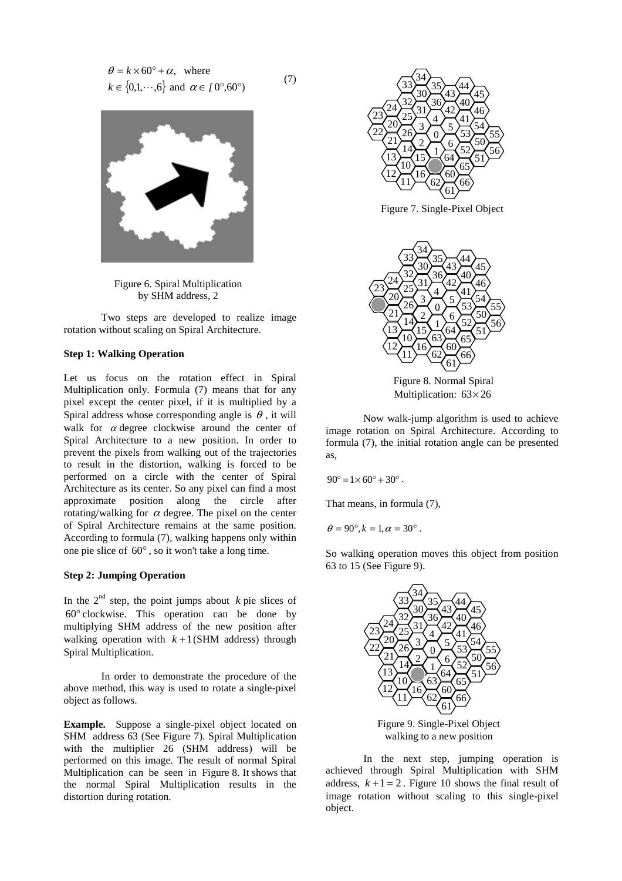$$\theta = k \times 60^\circ + \alpha, \quad \text{where} \quad k \in \{0,1,\cdots,6\} \text{ and } \alpha \in [\,0^\circ, 60^\circ) \tag{7}$$

Figure 6. Spiral Multiplication by SHM address, 2

Two steps are developed to realize image rotation without scaling on Spiral Architecture.

**Step 1: Walking Operation**

Let us focus on the rotation effect in Spiral Multiplication only. Formula (7) means that for any pixel except the center pixel, if it is multiplied by a Spiral address whose corresponding angle is $\theta$, it will walk for $\alpha$ degree clockwise around the center of Spiral Architecture to a new position. In order to prevent the pixels from walking out of the trajectories to result in the distortion, walking is forced to be performed on a circle with the center of Spiral Architecture as its center. So any pixel can find a most approximate position along the circle after rotating/walking for $\alpha$ degree. The pixel on the center of Spiral Architecture remains at the same position. According to formula (7), walking happens only within one pie slice of $60^\circ$, so it won't take a long time.

**Step 2: Jumping Operation**

In the 2nd step, the point jumps about $k$ pie slices of $60^\circ$ clockwise. This operation can be done by multiplying SHM address of the new position after walking operation with $k+1$ (SHM address) through Spiral Multiplication.

In order to demonstrate the procedure of the above method, this way is used to rotate a single-pixel object as follows.

**Example.** Suppose a single-pixel object located on SHM address 63 (See Figure 7). Spiral Multiplication with the multiplier 26 (SHM address) will be performed on this image. The result of normal Spiral Multiplication can be seen in Figure 8. It shows that the normal Spiral Multiplication results in the distortion during rotation.

Figure 7. Single-Pixel Object

Figure 8. Normal Spiral Multiplication: $63 \times 26$

Now walk-jump algorithm is used to achieve image rotation on Spiral Architecture. According to formula (7), the initial rotation angle can be presented as,

$$90^\circ = 1 \times 60^\circ + 30^\circ .$$

That means, in formula (7),

$$\theta = 90^\circ, k = 1, \alpha = 30^\circ .$$

So walking operation moves this object from position 63 to 15 (See Figure 9).

Figure 9. Single-Pixel Object walking to a new position

In the next step, jumping operation is achieved through Spiral Multiplication with SHM address, $k+1=2$. Figure 10 shows the final result of image rotation without scaling to this single-pixel object.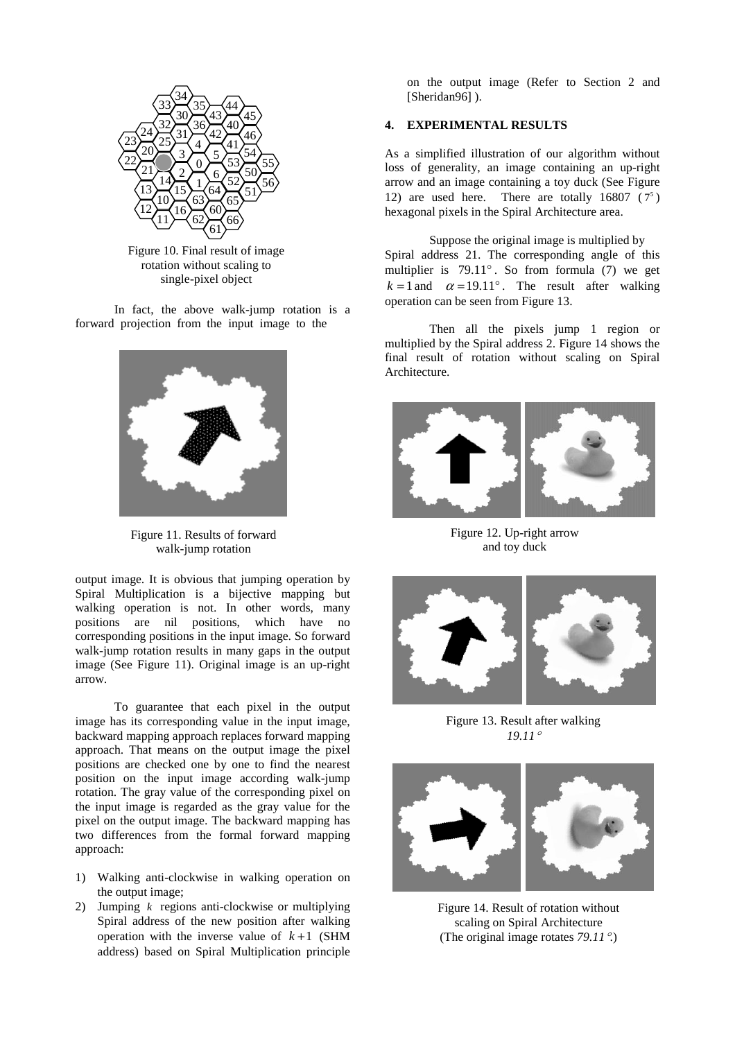Figure 10. Final result of image rotation without scaling to single-pixel object

In fact, the above walk-jump rotation is a forward projection from the input image to the output image. It is obvious that jumping operation by Spiral Multiplication is a bijective mapping but walking operation is not. In other words, many positions are nil positions, which have no corresponding positions in the input image. So forward walk-jump rotation results in many gaps in the output image (See Figure 11). Original image is an up-right arrow.

Figure 11. Results of forward walk-jump rotation

To guarantee that each pixel in the output image has its corresponding value in the input image, backward mapping approach replaces forward mapping approach. That means on the output image the pixel positions are checked one by one to find the nearest position on the input image according walk-jump rotation. The gray value of the corresponding pixel on the input image is regarded as the gray value for the pixel on the output image. The backward mapping has two differences from the formal forward mapping approach:

1) Walking anti-clockwise in walking operation on the output image;
2) Jumping $k$ regions anti-clockwise or multiplying Spiral address of the new position after walking operation with the inverse value of $k+1$ (SHM address) based on Spiral Multiplication principle on the output image (Refer to Section 2 and [Sheridan96] ).

## 4. EXPERIMENTAL RESULTS

As a simplified illustration of our algorithm without loss of generality, an image containing an up-right arrow and an image containing a toy duck (See Figure 12) are used here. There are totally 16807 ($7^5$) hexagonal pixels in the Spiral Architecture area.

Suppose the original image is multiplied by Spiral address 21. The corresponding angle of this multiplier is $79.11°$. So from formula (7) we get $k=1$ and $\alpha=19.11°$. The result after walking operation can be seen from Figure 13.

Then all the pixels jump 1 region or multiplied by the Spiral address 2. Figure 14 shows the final result of rotation without scaling on Spiral Architecture.

Figure 12. Up-right arrow and toy duck

Figure 13. Result after walking *19.11°*

Figure 14. Result of rotation without scaling on Spiral Architecture (The original image rotates *79.11°*.)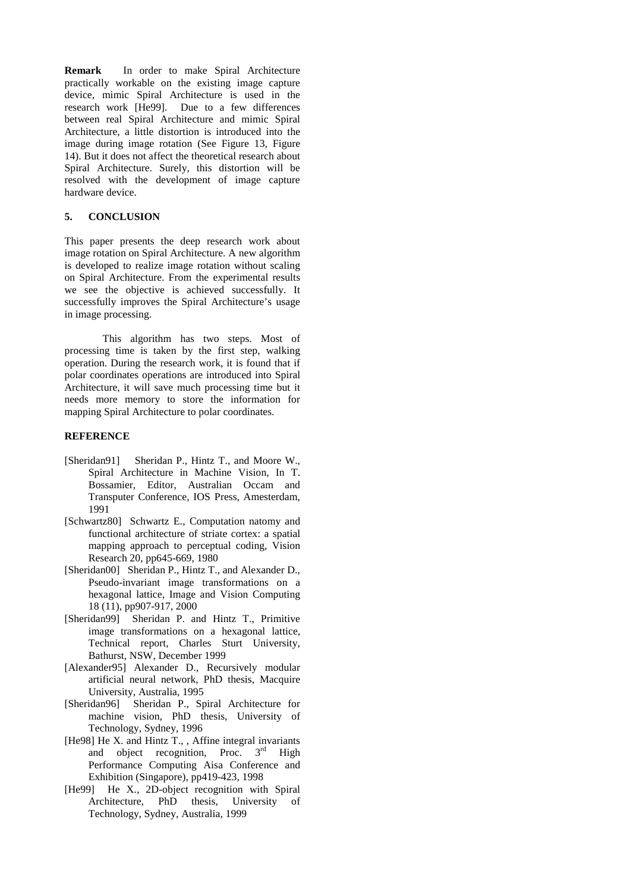**Remark** In order to make Spiral Architecture practically workable on the existing image capture device, mimic Spiral Architecture is used in the research work [He99]. Due to a few differences between real Spiral Architecture and mimic Spiral Architecture, a little distortion is introduced into the image during image rotation (See Figure 13, Figure 14). But it does not affect the theoretical research about Spiral Architecture. Surely, this distortion will be resolved with the development of image capture hardware device.

## 5. CONCLUSION

This paper presents the deep research work about image rotation on Spiral Architecture. A new algorithm is developed to realize image rotation without scaling on Spiral Architecture. From the experimental results we see the objective is achieved successfully. It successfully improves the Spiral Architecture's usage in image processing.

This algorithm has two steps. Most of processing time is taken by the first step, walking operation. During the research work, it is found that if polar coordinates operations are introduced into Spiral Architecture, it will save much processing time but it needs more memory to store the information for mapping Spiral Architecture to polar coordinates.

## REFERENCE

- [Sheridan91] Sheridan P., Hintz T., and Moore W., Spiral Architecture in Machine Vision, In T. Bossamier, Editor, Australian Occam and Transputer Conference, IOS Press, Amesterdam, 1991
- [Schwartz80] Schwartz E., Computation natomy and functional architecture of striate cortex: a spatial mapping approach to perceptual coding, Vision Research 20, pp645-669, 1980
- [Sheridan00] Sheridan P., Hintz T., and Alexander D., Pseudo-invariant image transformations on a hexagonal lattice, Image and Vision Computing 18 (11), pp907-917, 2000
- [Sheridan99] Sheridan P. and Hintz T., Primitive image transformations on a hexagonal lattice, Technical report, Charles Sturt University, Bathurst, NSW, December 1999
- [Alexander95] Alexander D., Recursively modular artificial neural network, PhD thesis, Macquire University, Australia, 1995
- [Sheridan96] Sheridan P., Spiral Architecture for machine vision, PhD thesis, University of Technology, Sydney, 1996
- [He98] He X. and Hintz T., , Affine integral invariants and object recognition, Proc. 3rd High Performance Computing Aisa Conference and Exhibition (Singapore), pp419-423, 1998
- [He99] He X., 2D-object recognition with Spiral Architecture, PhD thesis, University of Technology, Sydney, Australia, 1999